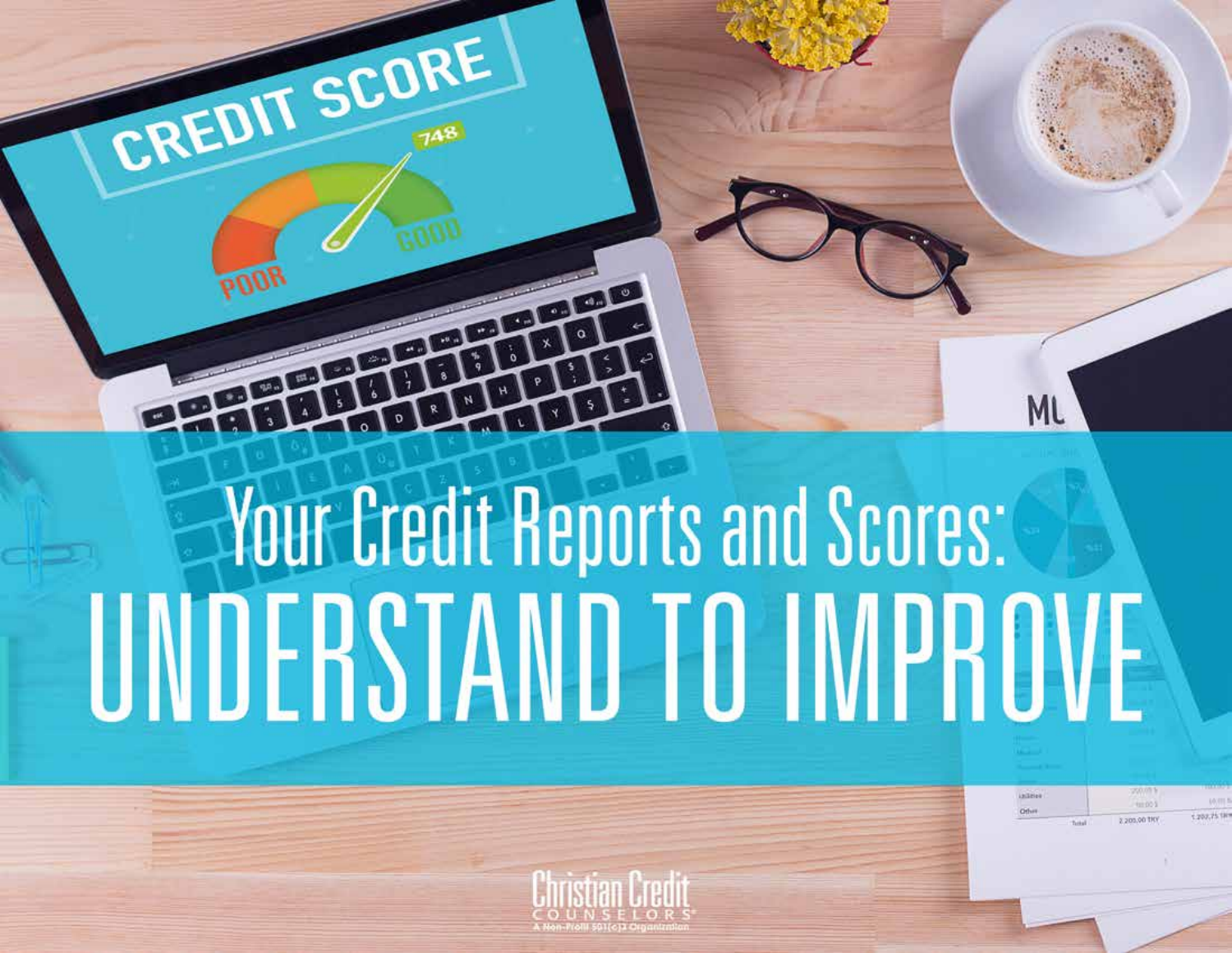# Your Credit Reports and Scores: UNDERSTAND TO IMPROVE

Christian Credit Counselors
A Non-Profit 501(c)3 Organization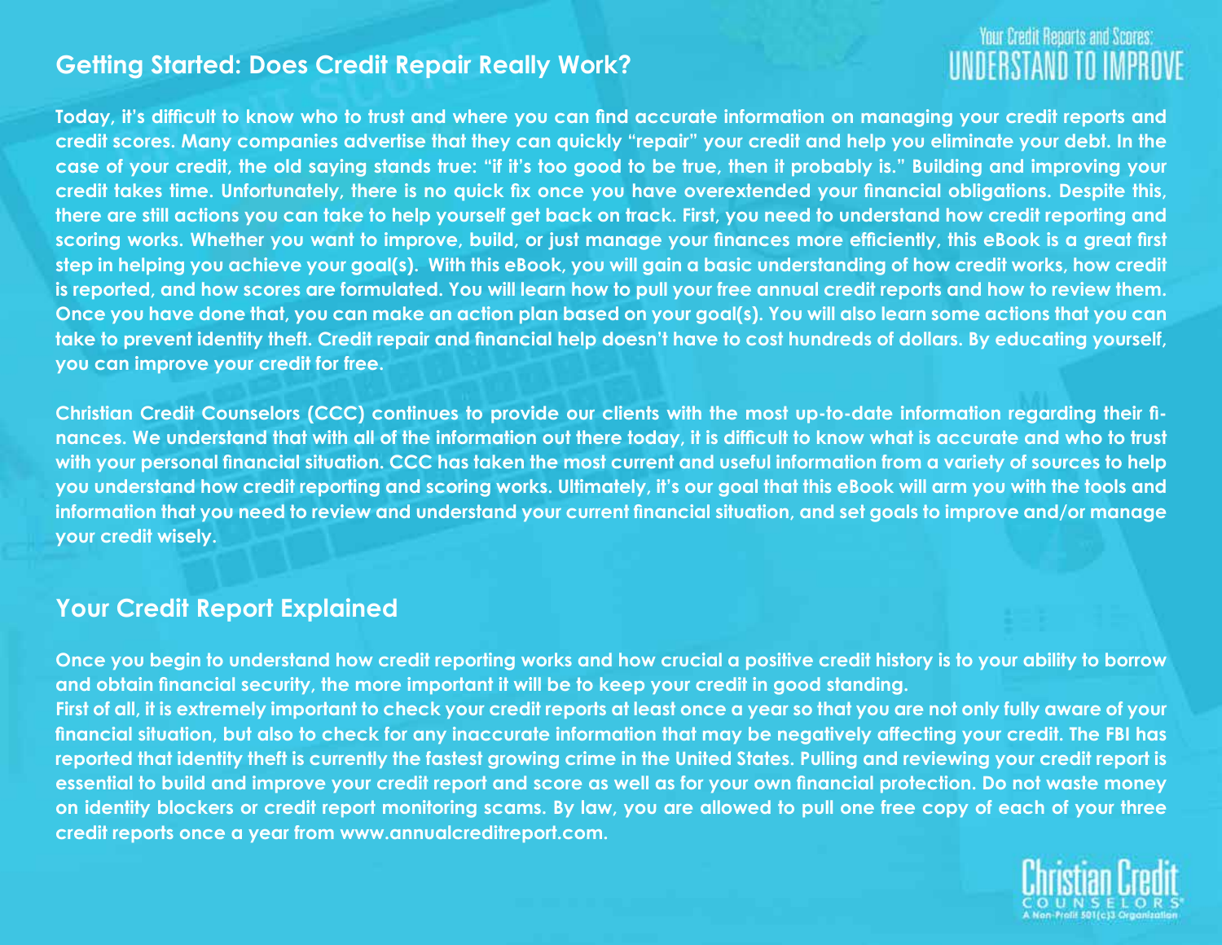## Getting Started: Does Credit Repair Really Work?

Today, it's difficult to know who to trust and where you can find accurate information on managing your credit reports and credit scores. Many companies advertise that they can quickly "repair" your credit and help you eliminate your debt. In the case of your credit, the old saying stands true: "if it's too good to be true, then it probably is." Building and improving your credit takes time. Unfortunately, there is no quick fix once you have overextended your financial obligations. Despite this, there are still actions you can take to help yourself get back on track. First, you need to understand how credit reporting and scoring works. Whether you want to improve, build, or just manage your finances more efficiently, this eBook is a great first step in helping you achieve your goal(s). With this eBook, you will gain a basic understanding of how credit works, how credit is reported, and how scores are formulated. You will learn how to pull your free annual credit reports and how to review them. Once you have done that, you can make an action plan based on your goal(s). You will also learn some actions that you can take to prevent identity theft. Credit repair and financial help doesn't have to cost hundreds of dollars. By educating yourself, you can improve your credit for free.

Christian Credit Counselors (CCC) continues to provide our clients with the most up-to-date information regarding their finances. We understand that with all of the information out there today, it is difficult to know what is accurate and who to trust with your personal financial situation. CCC has taken the most current and useful information from a variety of sources to help you understand how credit reporting and scoring works. Ultimately, it's our goal that this eBook will arm you with the tools and information that you need to review and understand your current financial situation, and set goals to improve and/or manage your credit wisely.

## Your Credit Report Explained

Once you begin to understand how credit reporting works and how crucial a positive credit history is to your ability to borrow and obtain financial security, the more important it will be to keep your credit in good standing.

First of all, it is extremely important to check your credit reports at least once a year so that you are not only fully aware of your financial situation, but also to check for any inaccurate information that may be negatively affecting your credit. The FBI has reported that identity theft is currently the fastest growing crime in the United States. Pulling and reviewing your credit report is essential to build and improve your credit report and score as well as for your own financial protection. Do not waste money on identity blockers or credit report monitoring scams. By law, you are allowed to pull one free copy of each of your three credit reports once a year from www.annualcreditreport.com.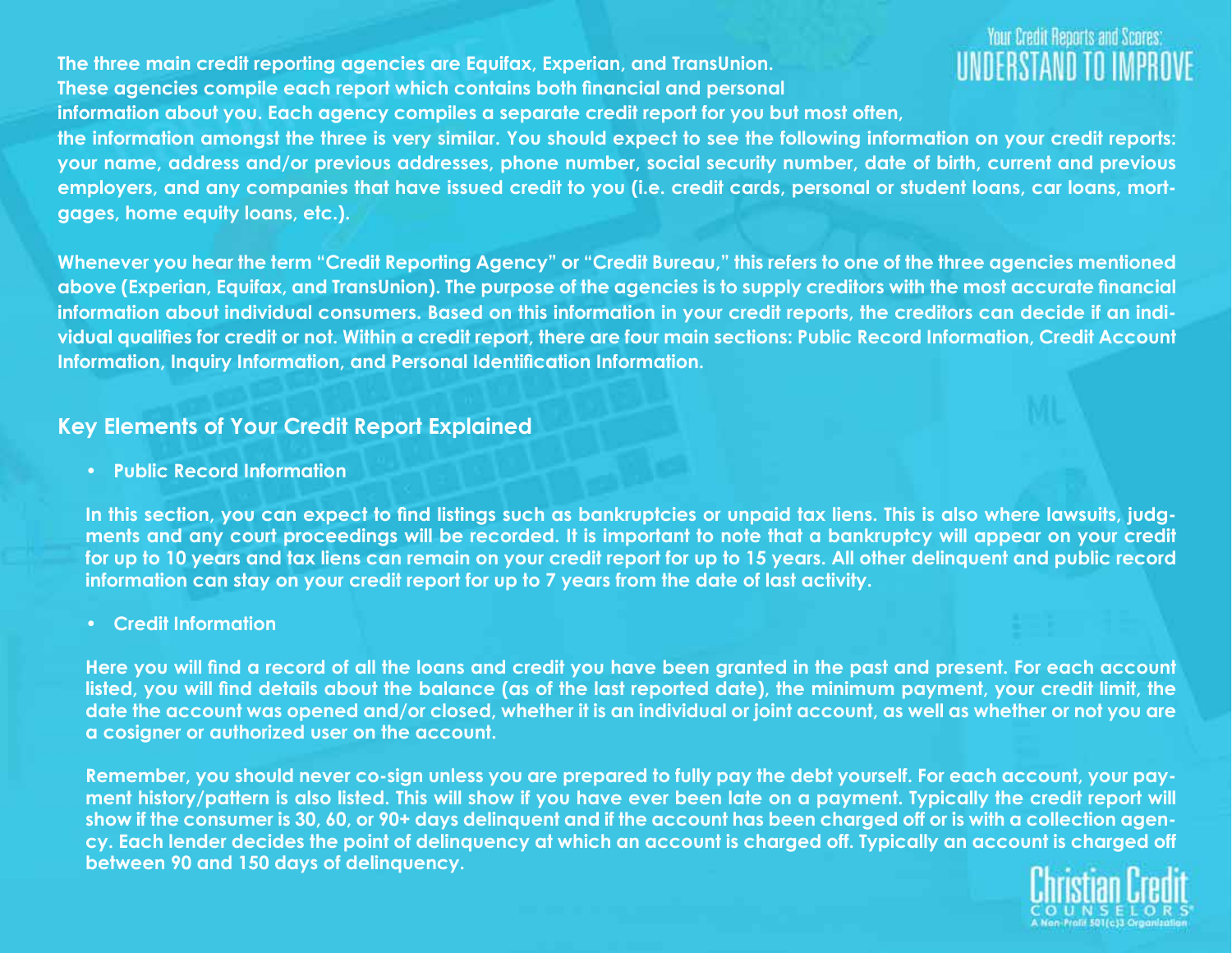The three main credit reporting agencies are Equifax, Experian, and TransUnion. These agencies compile each report which contains both financial and personal information about you. Each agency compiles a separate credit report for you but most often, the information amongst the three is very similar. You should expect to see the following information on your credit reports: your name, address and/or previous addresses, phone number, social security number, date of birth, current and previous employers, and any companies that have issued credit to you (i.e. credit cards, personal or student loans, car loans, mortgages, home equity loans, etc.).

Whenever you hear the term "Credit Reporting Agency" or "Credit Bureau," this refers to one of the three agencies mentioned above (Experian, Equifax, and TransUnion). The purpose of the agencies is to supply creditors with the most accurate financial information about individual consumers. Based on this information in your credit reports, the creditors can decide if an individual qualifies for credit or not. Within a credit report, there are four main sections: Public Record Information, Credit Account Information, Inquiry Information, and Personal Identification Information.

## Key Elements of Your Credit Report Explained

- **Public Record Information**

In this section, you can expect to find listings such as bankruptcies or unpaid tax liens. This is also where lawsuits, judgments and any court proceedings will be recorded. It is important to note that a bankruptcy will appear on your credit for up to 10 years and tax liens can remain on your credit report for up to 15 years. All other delinquent and public record information can stay on your credit report for up to 7 years from the date of last activity.

- **Credit Information**

Here you will find a record of all the loans and credit you have been granted in the past and present. For each account listed, you will find details about the balance (as of the last reported date), the minimum payment, your credit limit, the date the account was opened and/or closed, whether it is an individual or joint account, as well as whether or not you are a cosigner or authorized user on the account.

Remember, you should never co-sign unless you are prepared to fully pay the debt yourself. For each account, your payment history/pattern is also listed. This will show if you have ever been late on a payment. Typically the credit report will show if the consumer is 30, 60, or 90+ days delinquent and if the account has been charged off or is with a collection agency. Each lender decides the point of delinquency at which an account is charged off. Typically an account is charged off between 90 and 150 days of delinquency.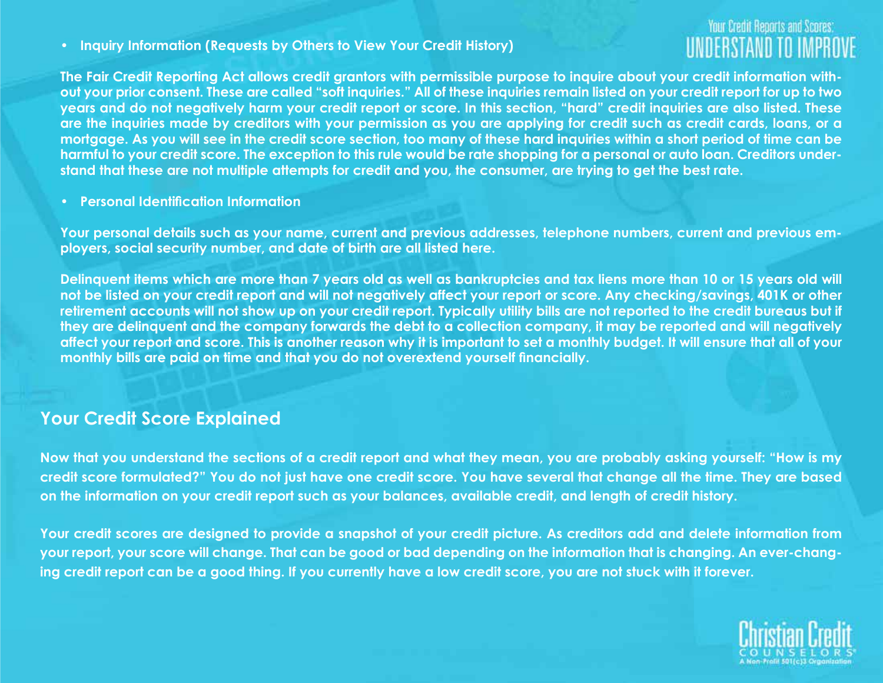- **Inquiry Information (Requests by Others to View Your Credit History)**

The Fair Credit Reporting Act allows credit grantors with permissible purpose to inquire about your credit information without your prior consent. These are called "soft inquiries." All of these inquiries remain listed on your credit report for up to two years and do not negatively harm your credit report or score. In this section, "hard" credit inquiries are also listed. These are the inquiries made by creditors with your permission as you are applying for credit such as credit cards, loans, or a mortgage. As you will see in the credit score section, too many of these hard inquiries within a short period of time can be harmful to your credit score. The exception to this rule would be rate shopping for a personal or auto loan. Creditors understand that these are not multiple attempts for credit and you, the consumer, are trying to get the best rate.

- **Personal Identification Information**

Your personal details such as your name, current and previous addresses, telephone numbers, current and previous employers, social security number, and date of birth are all listed here.

Delinquent items which are more than 7 years old as well as bankruptcies and tax liens more than 10 or 15 years old will not be listed on your credit report and will not negatively affect your report or score. Any checking/savings, 401K or other retirement accounts will not show up on your credit report. Typically utility bills are not reported to the credit bureaus but if they are delinquent and the company forwards the debt to a collection company, it may be reported and will negatively affect your report and score. This is another reason why it is important to set a monthly budget. It will ensure that all of your monthly bills are paid on time and that you do not overextend yourself financially.

## Your Credit Score Explained

Now that you understand the sections of a credit report and what they mean, you are probably asking yourself: "How is my credit score formulated?" You do not just have one credit score. You have several that change all the time. They are based on the information on your credit report such as your balances, available credit, and length of credit history.

Your credit scores are designed to provide a snapshot of your credit picture. As creditors add and delete information from your report, your score will change. That can be good or bad depending on the information that is changing. An ever-changing credit report can be a good thing. If you currently have a low credit score, you are not stuck with it forever.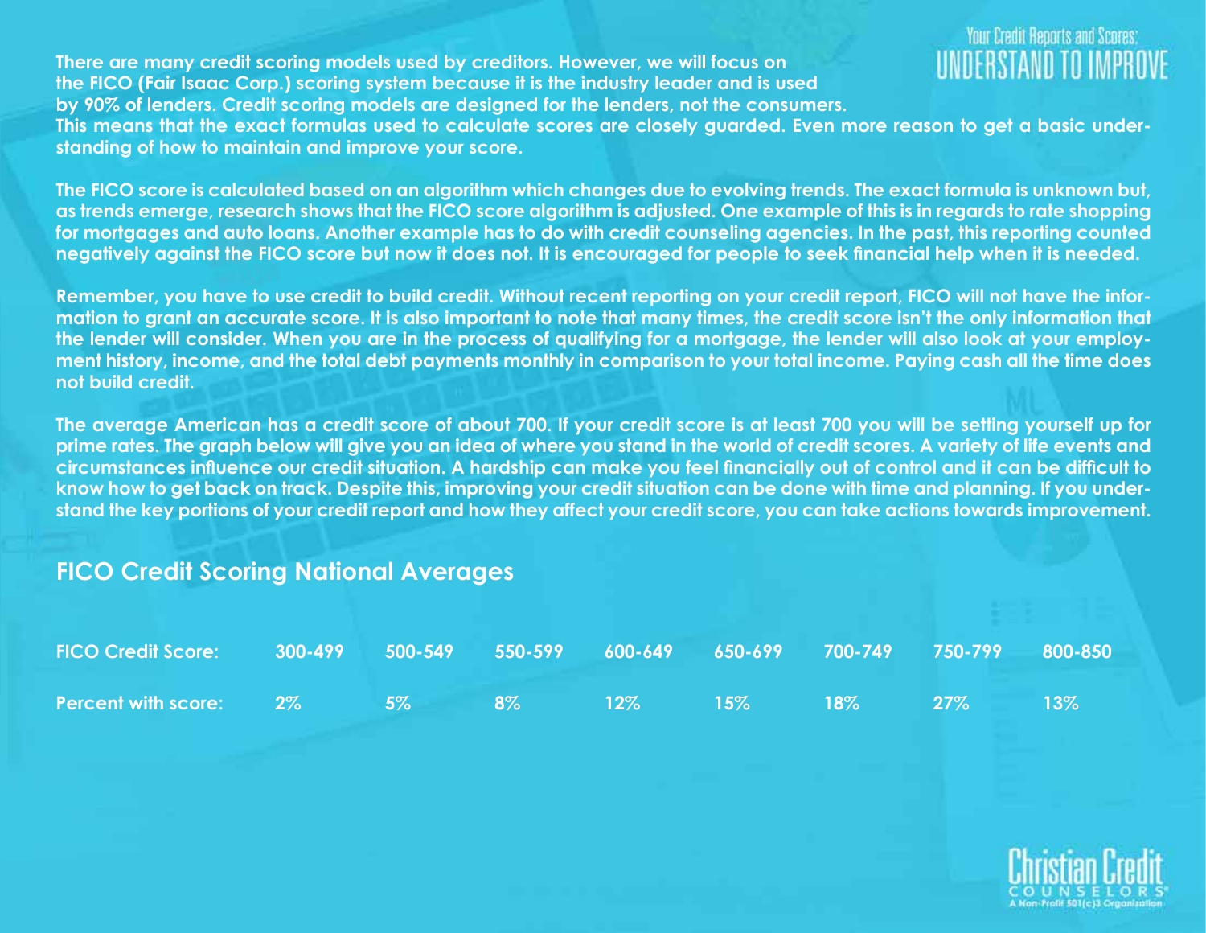There are many credit scoring models used by creditors. However, we will focus on the FICO (Fair Isaac Corp.) scoring system because it is the industry leader and is used by 90% of lenders. Credit scoring models are designed for the lenders, not the consumers. This means that the exact formulas used to calculate scores are closely guarded. Even more reason to get a basic understanding of how to maintain and improve your score.

The FICO score is calculated based on an algorithm which changes due to evolving trends. The exact formula is unknown but, as trends emerge, research shows that the FICO score algorithm is adjusted. One example of this is in regards to rate shopping for mortgages and auto loans. Another example has to do with credit counseling agencies. In the past, this reporting counted negatively against the FICO score but now it does not. It is encouraged for people to seek financial help when it is needed.

Remember, you have to use credit to build credit. Without recent reporting on your credit report, FICO will not have the information to grant an accurate score. It is also important to note that many times, the credit score isn't the only information that the lender will consider. When you are in the process of qualifying for a mortgage, the lender will also look at your employment history, income, and the total debt payments monthly in comparison to your total income. Paying cash all the time does not build credit.

The average American has a credit score of about 700. If your credit score is at least 700 you will be setting yourself up for prime rates. The graph below will give you an idea of where you stand in the world of credit scores. A variety of life events and circumstances influence our credit situation. A hardship can make you feel financially out of control and it can be difficult to know how to get back on track. Despite this, improving your credit situation can be done with time and planning. If you understand the key portions of your credit report and how they affect your credit score, you can take actions towards improvement.

## FICO Credit Scoring National Averages

| FICO Credit Score: | 300-499 | 500-549 | 550-599 | 600-649 | 650-699 | 700-749 | 750-799 | 800-850 |
|---|---|---|---|---|---|---|---|---|
| Percent with score: | 2% | 5% | 8% | 12% | 15% | 18% | 27% | 13% |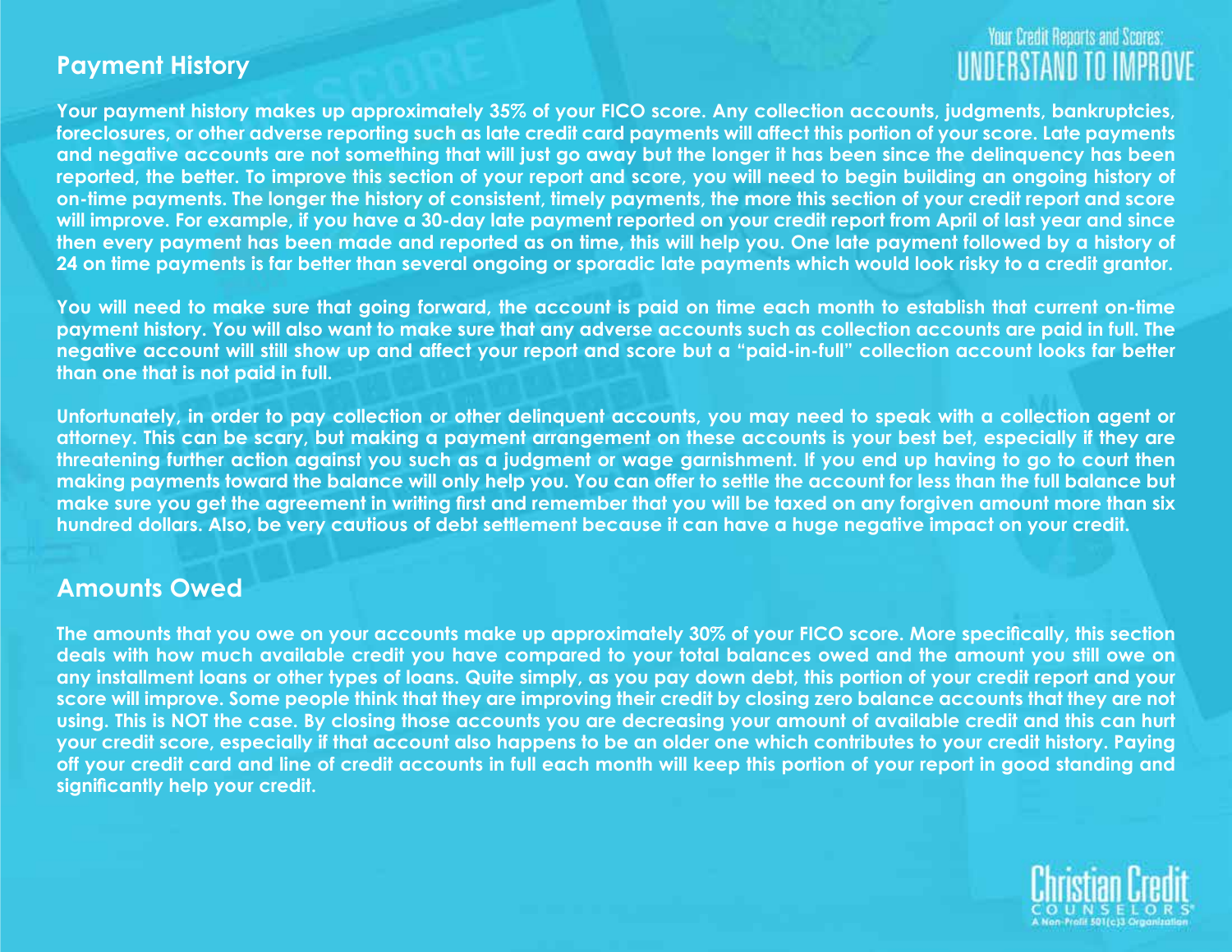## Payment History

Your payment history makes up approximately 35% of your FICO score. Any collection accounts, judgments, bankruptcies, foreclosures, or other adverse reporting such as late credit card payments will affect this portion of your score. Late payments and negative accounts are not something that will just go away but the longer it has been since the delinquency has been reported, the better. To improve this section of your report and score, you will need to begin building an ongoing history of on-time payments. The longer the history of consistent, timely payments, the more this section of your credit report and score will improve. For example, if you have a 30-day late payment reported on your credit report from April of last year and since then every payment has been made and reported as on time, this will help you. One late payment followed by a history of 24 on time payments is far better than several ongoing or sporadic late payments which would look risky to a credit grantor.

You will need to make sure that going forward, the account is paid on time each month to establish that current on-time payment history. You will also want to make sure that any adverse accounts such as collection accounts are paid in full. The negative account will still show up and affect your report and score but a "paid-in-full" collection account looks far better than one that is not paid in full.

Unfortunately, in order to pay collection or other delinquent accounts, you may need to speak with a collection agent or attorney. This can be scary, but making a payment arrangement on these accounts is your best bet, especially if they are threatening further action against you such as a judgment or wage garnishment. If you end up having to go to court then making payments toward the balance will only help you. You can offer to settle the account for less than the full balance but make sure you get the agreement in writing first and remember that you will be taxed on any forgiven amount more than six hundred dollars. Also, be very cautious of debt settlement because it can have a huge negative impact on your credit.

## Amounts Owed

The amounts that you owe on your accounts make up approximately 30% of your FICO score. More specifically, this section deals with how much available credit you have compared to your total balances owed and the amount you still owe on any installment loans or other types of loans. Quite simply, as you pay down debt, this portion of your credit report and your score will improve. Some people think that they are improving their credit by closing zero balance accounts that they are not using. This is NOT the case. By closing those accounts you are decreasing your amount of available credit and this can hurt your credit score, especially if that account also happens to be an older one which contributes to your credit history. Paying off your credit card and line of credit accounts in full each month will keep this portion of your report in good standing and significantly help your credit.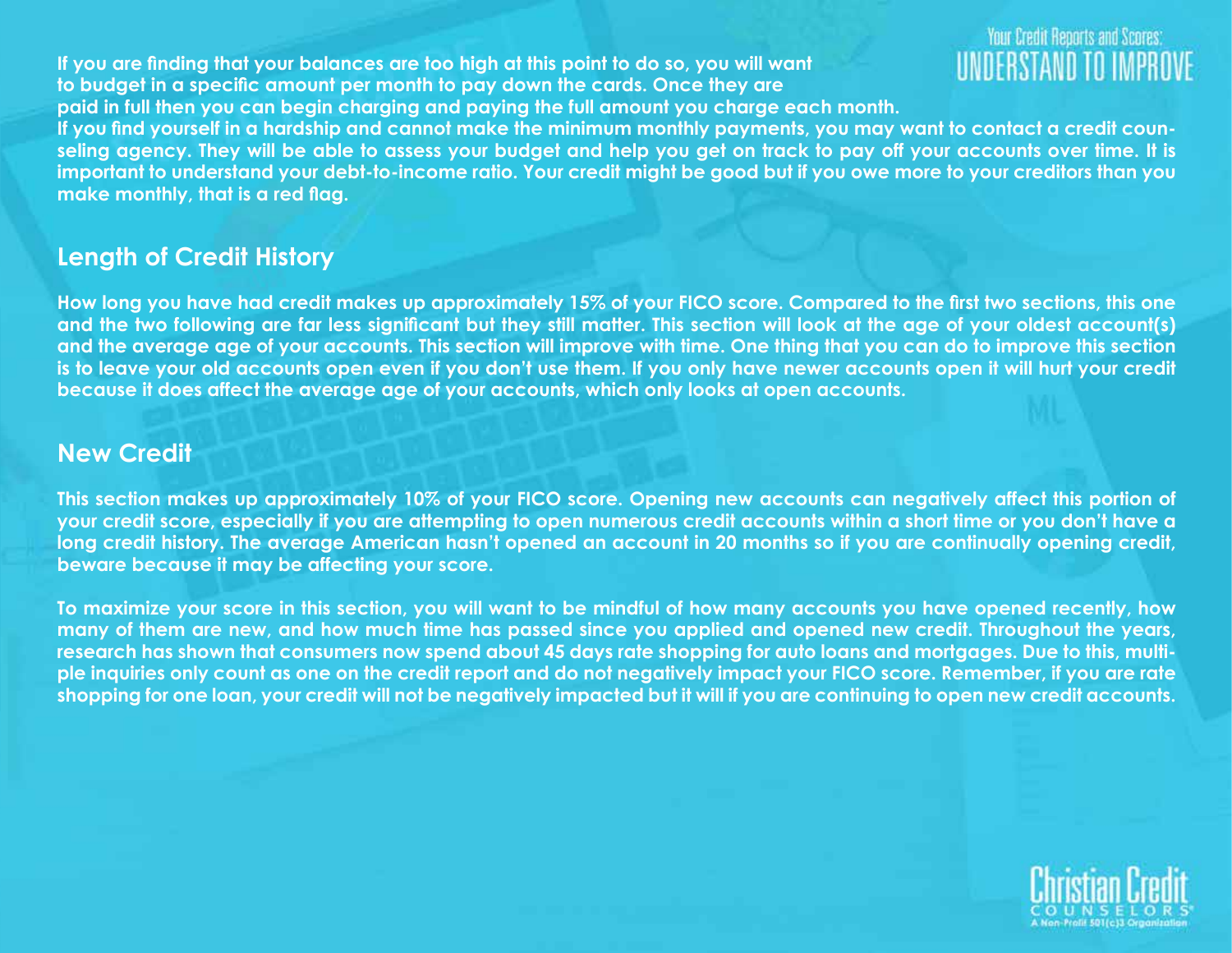If you are finding that your balances are too high at this point to do so, you will want to budget in a specific amount per month to pay down the cards. Once they are paid in full then you can begin charging and paying the full amount you charge each month.
If you find yourself in a hardship and cannot make the minimum monthly payments, you may want to contact a credit counseling agency. They will be able to assess your budget and help you get on track to pay off your accounts over time. It is important to understand your debt-to-income ratio. Your credit might be good but if you owe more to your creditors than you make monthly, that is a red flag.

## Length of Credit History

How long you have had credit makes up approximately 15% of your FICO score. Compared to the first two sections, this one and the two following are far less significant but they still matter. This section will look at the age of your oldest account(s) and the average age of your accounts. This section will improve with time. One thing that you can do to improve this section is to leave your old accounts open even if you don't use them. If you only have newer accounts open it will hurt your credit because it does affect the average age of your accounts, which only looks at open accounts.

## New Credit

This section makes up approximately 10% of your FICO score. Opening new accounts can negatively affect this portion of your credit score, especially if you are attempting to open numerous credit accounts within a short time or you don't have a long credit history. The average American hasn't opened an account in 20 months so if you are continually opening credit, beware because it may be affecting your score.

To maximize your score in this section, you will want to be mindful of how many accounts you have opened recently, how many of them are new, and how much time has passed since you applied and opened new credit. Throughout the years, research has shown that consumers now spend about 45 days rate shopping for auto loans and mortgages. Due to this, multiple inquiries only count as one on the credit report and do not negatively impact your FICO score. Remember, if you are rate shopping for one loan, your credit will not be negatively impacted but it will if you are continuing to open new credit accounts.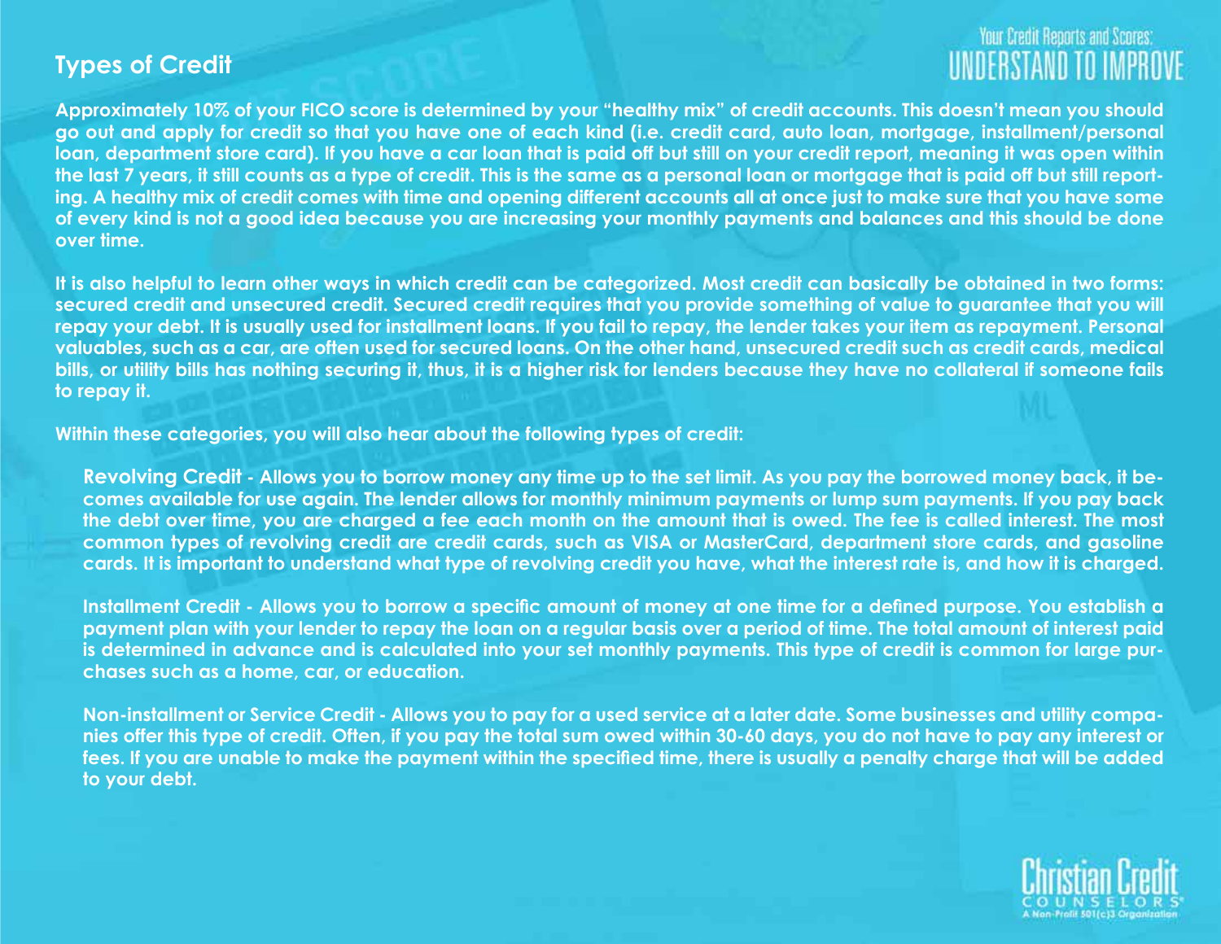## Types of Credit

**Approximately 10% of your FICO score is determined by your "healthy mix" of credit accounts. This doesn't mean you should go out and apply for credit so that you have one of each kind (i.e. credit card, auto loan, mortgage, installment/personal loan, department store card). If you have a car loan that is paid off but still on your credit report, meaning it was open within the last 7 years, it still counts as a type of credit. This is the same as a personal loan or mortgage that is paid off but still reporting. A healthy mix of credit comes with time and opening different accounts all at once just to make sure that you have some of every kind is not a good idea because you are increasing your monthly payments and balances and this should be done over time.**

**It is also helpful to learn other ways in which credit can be categorized. Most credit can basically be obtained in two forms: secured credit and unsecured credit. Secured credit requires that you provide something of value to guarantee that you will repay your debt. It is usually used for installment loans. If you fail to repay, the lender takes your item as repayment. Personal valuables, such as a car, are often used for secured loans. On the other hand, unsecured credit such as credit cards, medical bills, or utility bills has nothing securing it, thus, it is a higher risk for lenders because they have no collateral if someone fails to repay it.**

**Within these categories, you will also hear about the following types of credit:**

**Revolving Credit - Allows you to borrow money any time up to the set limit. As you pay the borrowed money back, it becomes available for use again. The lender allows for monthly minimum payments or lump sum payments. If you pay back the debt over time, you are charged a fee each month on the amount that is owed. The fee is called interest. The most common types of revolving credit are credit cards, such as VISA or MasterCard, department store cards, and gasoline cards. It is important to understand what type of revolving credit you have, what the interest rate is, and how it is charged.**

**Installment Credit - Allows you to borrow a specific amount of money at one time for a defined purpose. You establish a payment plan with your lender to repay the loan on a regular basis over a period of time. The total amount of interest paid is determined in advance and is calculated into your set monthly payments. This type of credit is common for large purchases such as a home, car, or education.**

**Non-installment or Service Credit - Allows you to pay for a used service at a later date. Some businesses and utility companies offer this type of credit. Often, if you pay the total sum owed within 30-60 days, you do not have to pay any interest or fees. If you are unable to make the payment within the specified time, there is usually a penalty charge that will be added to your debt.**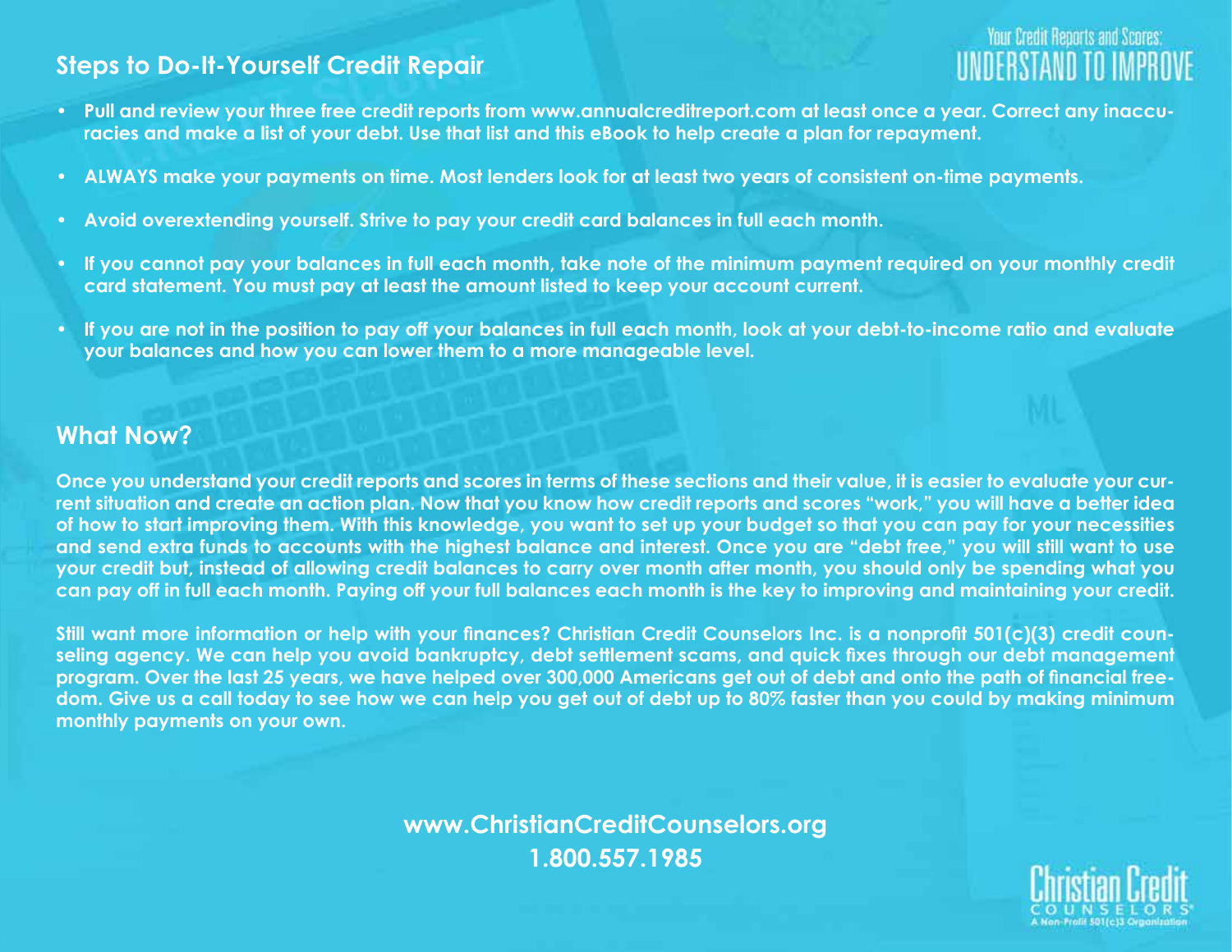## Steps to Do-It-Yourself Credit Repair

- **Pull and review your three free credit reports from www.annualcreditreport.com at least once a year. Correct any inaccuracies and make a list of your debt. Use that list and this eBook to help create a plan for repayment.**
- **ALWAYS make your payments on time. Most lenders look for at least two years of consistent on-time payments.**
- **Avoid overextending yourself. Strive to pay your credit card balances in full each month.**
- **If you cannot pay your balances in full each month, take note of the minimum payment required on your monthly credit card statement. You must pay at least the amount listed to keep your account current.**
- **If you are not in the position to pay off your balances in full each month, look at your debt-to-income ratio and evaluate your balances and how you can lower them to a more manageable level.**

## What Now?

**Once you understand your credit reports and scores in terms of these sections and their value, it is easier to evaluate your current situation and create an action plan. Now that you know how credit reports and scores "work," you will have a better idea of how to start improving them. With this knowledge, you want to set up your budget so that you can pay for your necessities and send extra funds to accounts with the highest balance and interest. Once you are "debt free," you will still want to use your credit but, instead of allowing credit balances to carry over month after month, you should only be spending what you can pay off in full each month. Paying off your full balances each month is the key to improving and maintaining your credit.**

**Still want more information or help with your finances? Christian Credit Counselors Inc. is a nonprofit 501(c)(3) credit counseling agency. We can help you avoid bankruptcy, debt settlement scams, and quick fixes through our debt management program. Over the last 25 years, we have helped over 300,000 Americans get out of debt and onto the path of financial freedom. Give us a call today to see how we can help you get out of debt up to 80% faster than you could by making minimum monthly payments on your own.**

**www.ChristianCreditCounselors.org**
**1.800.557.1985**

Christian Credit COUNSELORS®
A Non-Profit 501(c)3 Organization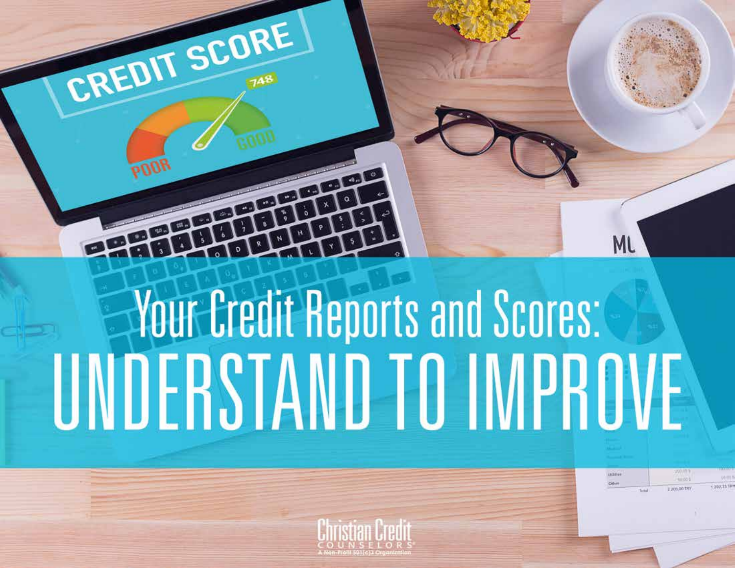# Your Credit Reports and Scores:

# UNDERSTAND TO IMPROVE

Christian Credit Counselors

A Non-Profit 501(c)3 Organization